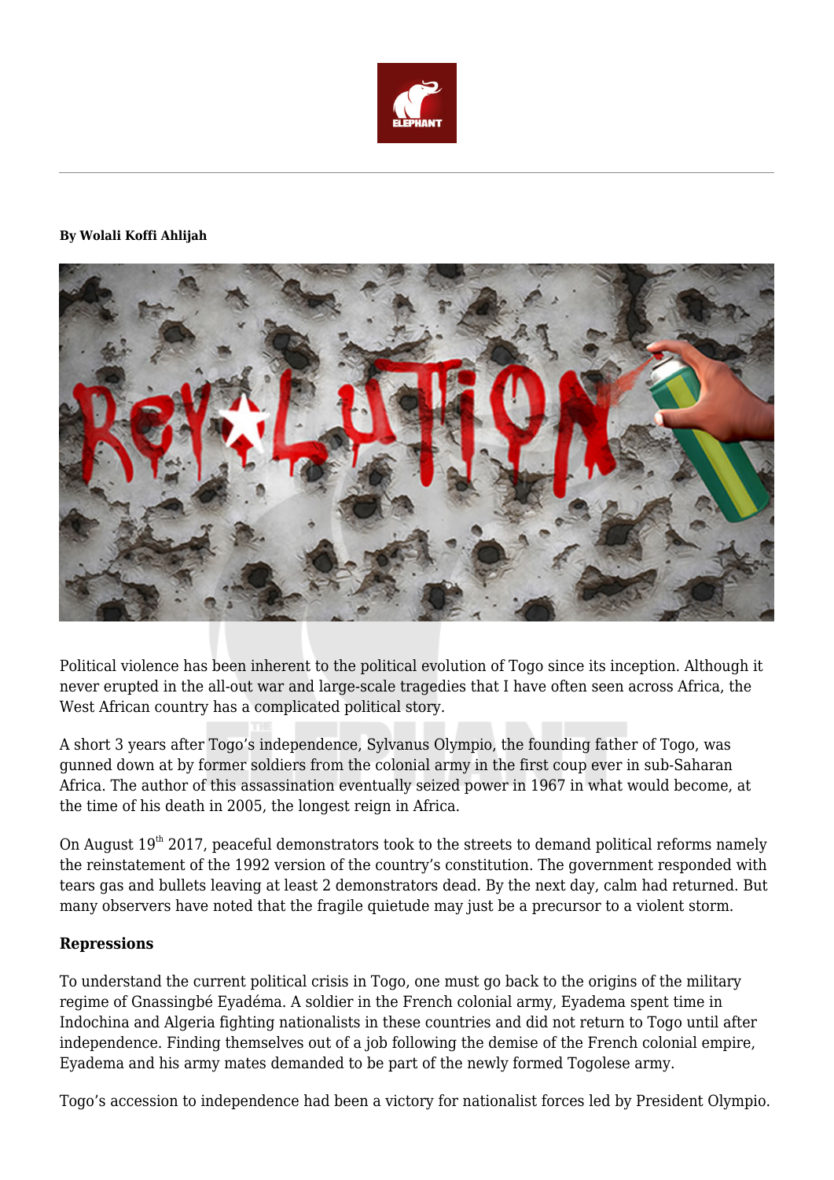**By Wolali Koffi Ahlijah**

Political violence has been inherent to the political evolution of Togo since its inception. Although it never erupted in the all-out war and large-scale tragedies that I have often seen across Africa, the West African country has a complicated political story.

A short 3 years after Togo's independence, Sylvanus Olympio, the founding father of Togo, was gunned down at by former soldiers from the colonial army in the first coup ever in sub-Saharan Africa. The author of this assassination eventually seized power in 1967 in what would become, at the time of his death in 2005, the longest reign in Africa.

On August 19th 2017, peaceful demonstrators took to the streets to demand political reforms namely the reinstatement of the 1992 version of the country's constitution. The government responded with tears gas and bullets leaving at least 2 demonstrators dead. By the next day, calm had returned. But many observers have noted that the fragile quietude may just be a precursor to a violent storm.

**Repressions**

To understand the current political crisis in Togo, one must go back to the origins of the military regime of Gnassingbé Eyadéma. A soldier in the French colonial army, Eyadema spent time in Indochina and Algeria fighting nationalists in these countries and did not return to Togo until after independence. Finding themselves out of a job following the demise of the French colonial empire, Eyadema and his army mates demanded to be part of the newly formed Togolese army.

Togo's accession to independence had been a victory for nationalist forces led by President Olympio.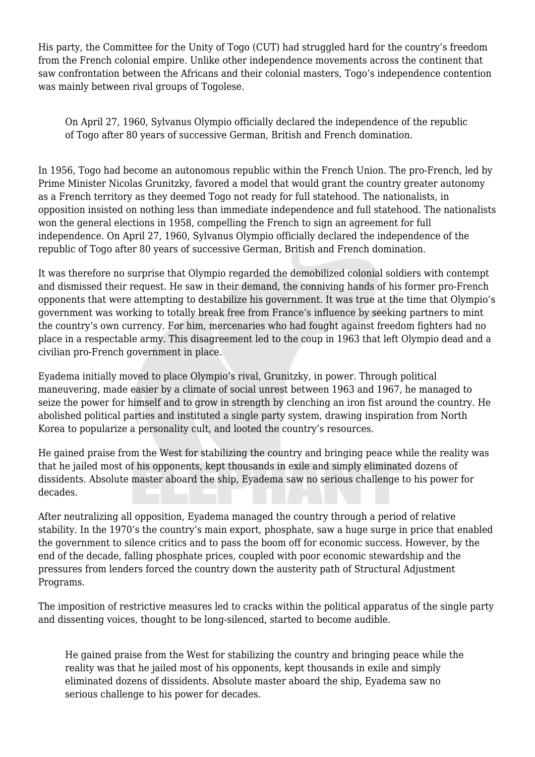His party, the Committee for the Unity of Togo (CUT) had struggled hard for the country's freedom from the French colonial empire. Unlike other independence movements across the continent that saw confrontation between the Africans and their colonial masters, Togo's independence contention was mainly between rival groups of Togolese.

> On April 27, 1960, Sylvanus Olympio officially declared the independence of the republic of Togo after 80 years of successive German, British and French domination.

In 1956, Togo had become an autonomous republic within the French Union. The pro-French, led by Prime Minister Nicolas Grunitzky, favored a model that would grant the country greater autonomy as a French territory as they deemed Togo not ready for full statehood. The nationalists, in opposition insisted on nothing less than immediate independence and full statehood. The nationalists won the general elections in 1958, compelling the French to sign an agreement for full independence. On April 27, 1960, Sylvanus Olympio officially declared the independence of the republic of Togo after 80 years of successive German, British and French domination.

It was therefore no surprise that Olympio regarded the demobilized colonial soldiers with contempt and dismissed their request. He saw in their demand, the conniving hands of his former pro-French opponents that were attempting to destabilize his government. It was true at the time that Olympio's government was working to totally break free from France's influence by seeking partners to mint the country's own currency. For him, mercenaries who had fought against freedom fighters had no place in a respectable army. This disagreement led to the coup in 1963 that left Olympio dead and a civilian pro-French government in place.

Eyadema initially moved to place Olympio's rival, Grunitzky, in power. Through political maneuvering, made easier by a climate of social unrest between 1963 and 1967, he managed to seize the power for himself and to grow in strength by clenching an iron fist around the country. He abolished political parties and instituted a single party system, drawing inspiration from North Korea to popularize a personality cult, and looted the country's resources.

He gained praise from the West for stabilizing the country and bringing peace while the reality was that he jailed most of his opponents, kept thousands in exile and simply eliminated dozens of dissidents. Absolute master aboard the ship, Eyadema saw no serious challenge to his power for decades.

After neutralizing all opposition, Eyadema managed the country through a period of relative stability. In the 1970's the country's main export, phosphate, saw a huge surge in price that enabled the government to silence critics and to pass the boom off for economic success. However, by the end of the decade, falling phosphate prices, coupled with poor economic stewardship and the pressures from lenders forced the country down the austerity path of Structural Adjustment Programs.

The imposition of restrictive measures led to cracks within the political apparatus of the single party and dissenting voices, thought to be long-silenced, started to become audible.

> He gained praise from the West for stabilizing the country and bringing peace while the reality was that he jailed most of his opponents, kept thousands in exile and simply eliminated dozens of dissidents. Absolute master aboard the ship, Eyadema saw no serious challenge to his power for decades.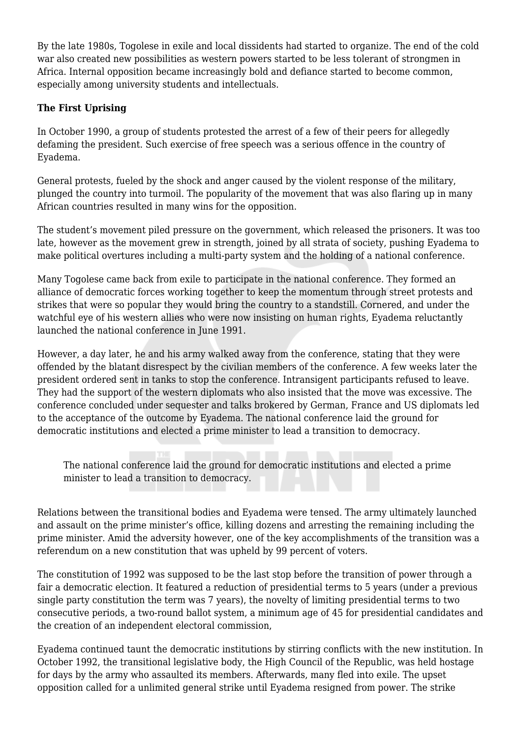By the late 1980s, Togolese in exile and local dissidents had started to organize. The end of the cold war also created new possibilities as western powers started to be less tolerant of strongmen in Africa. Internal opposition became increasingly bold and defiance started to become common, especially among university students and intellectuals.

**The First Uprising**

In October 1990, a group of students protested the arrest of a few of their peers for allegedly defaming the president. Such exercise of free speech was a serious offence in the country of Eyadema.

General protests, fueled by the shock and anger caused by the violent response of the military, plunged the country into turmoil. The popularity of the movement that was also flaring up in many African countries resulted in many wins for the opposition.

The student's movement piled pressure on the government, which released the prisoners. It was too late, however as the movement grew in strength, joined by all strata of society, pushing Eyadema to make political overtures including a multi-party system and the holding of a national conference.

Many Togolese came back from exile to participate in the national conference. They formed an alliance of democratic forces working together to keep the momentum through street protests and strikes that were so popular they would bring the country to a standstill. Cornered, and under the watchful eye of his western allies who were now insisting on human rights, Eyadema reluctantly launched the national conference in June 1991.

However, a day later, he and his army walked away from the conference, stating that they were offended by the blatant disrespect by the civilian members of the conference. A few weeks later the president ordered sent in tanks to stop the conference. Intransigent participants refused to leave. They had the support of the western diplomats who also insisted that the move was excessive. The conference concluded under sequester and talks brokered by German, France and US diplomats led to the acceptance of the outcome by Eyadema. The national conference laid the ground for democratic institutions and elected a prime minister to lead a transition to democracy.

> The national conference laid the ground for democratic institutions and elected a prime minister to lead a transition to democracy.

Relations between the transitional bodies and Eyadema were tensed. The army ultimately launched and assault on the prime minister's office, killing dozens and arresting the remaining including the prime minister. Amid the adversity however, one of the key accomplishments of the transition was a referendum on a new constitution that was upheld by 99 percent of voters.

The constitution of 1992 was supposed to be the last stop before the transition of power through a fair a democratic election. It featured a reduction of presidential terms to 5 years (under a previous single party constitution the term was 7 years), the novelty of limiting presidential terms to two consecutive periods, a two-round ballot system, a minimum age of 45 for presidential candidates and the creation of an independent electoral commission,

Eyadema continued taunt the democratic institutions by stirring conflicts with the new institution. In October 1992, the transitional legislative body, the High Council of the Republic, was held hostage for days by the army who assaulted its members. Afterwards, many fled into exile. The upset opposition called for a unlimited general strike until Eyadema resigned from power. The strike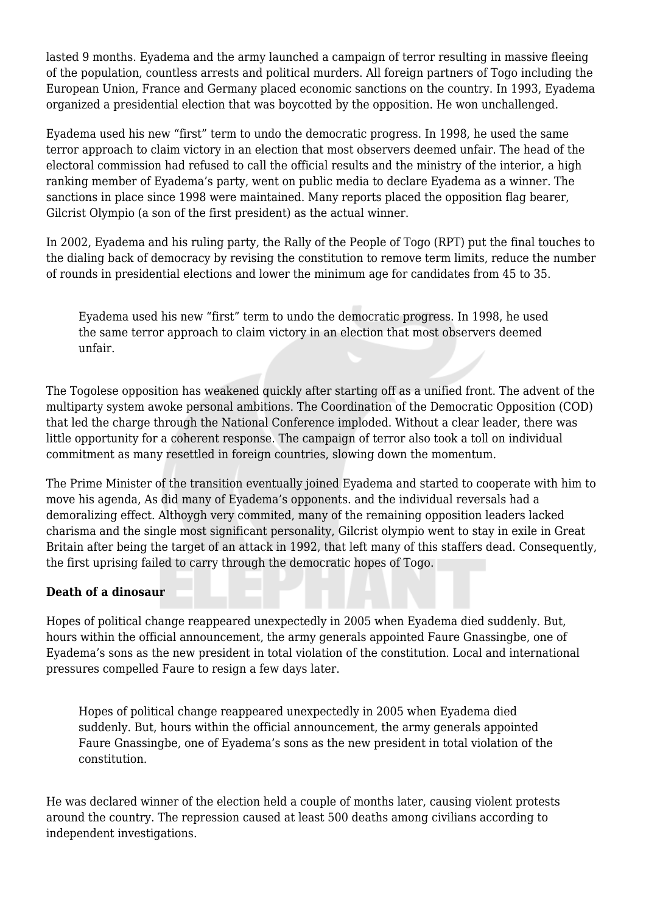lasted 9 months. Eyadema and the army launched a campaign of terror resulting in massive fleeing of the population, countless arrests and political murders. All foreign partners of Togo including the European Union, France and Germany placed economic sanctions on the country. In 1993, Eyadema organized a presidential election that was boycotted by the opposition. He won unchallenged.

Eyadema used his new "first" term to undo the democratic progress. In 1998, he used the same terror approach to claim victory in an election that most observers deemed unfair. The head of the electoral commission had refused to call the official results and the ministry of the interior, a high ranking member of Eyadema's party, went on public media to declare Eyadema as a winner. The sanctions in place since 1998 were maintained. Many reports placed the opposition flag bearer, Gilcrist Olympio (a son of the first president) as the actual winner.

In 2002, Eyadema and his ruling party, the Rally of the People of Togo (RPT) put the final touches to the dialing back of democracy by revising the constitution to remove term limits, reduce the number of rounds in presidential elections and lower the minimum age for candidates from 45 to 35.

> Eyadema used his new "first" term to undo the democratic progress. In 1998, he used the same terror approach to claim victory in an election that most observers deemed unfair.

The Togolese opposition has weakened quickly after starting off as a unified front. The advent of the multiparty system awoke personal ambitions. The Coordination of the Democratic Opposition (COD) that led the charge through the National Conference imploded. Without a clear leader, there was little opportunity for a coherent response. The campaign of terror also took a toll on individual commitment as many resettled in foreign countries, slowing down the momentum.

The Prime Minister of the transition eventually joined Eyadema and started to cooperate with him to move his agenda, As did many of Eyadema's opponents. and the individual reversals had a demoralizing effect. Althoygh very commited, many of the remaining opposition leaders lacked charisma and the single most significant personality, Gilcrist olympio went to stay in exile in Great Britain after being the target of an attack in 1992, that left many of this staffers dead. Consequently, the first uprising failed to carry through the democratic hopes of Togo.

**Death of a dinosaur**

Hopes of political change reappeared unexpectedly in 2005 when Eyadema died suddenly. But, hours within the official announcement, the army generals appointed Faure Gnassingbe, one of Eyadema's sons as the new president in total violation of the constitution. Local and international pressures compelled Faure to resign a few days later.

> Hopes of political change reappeared unexpectedly in 2005 when Eyadema died suddenly. But, hours within the official announcement, the army generals appointed Faure Gnassingbe, one of Eyadema's sons as the new president in total violation of the constitution.

He was declared winner of the election held a couple of months later, causing violent protests around the country. The repression caused at least 500 deaths among civilians according to independent investigations.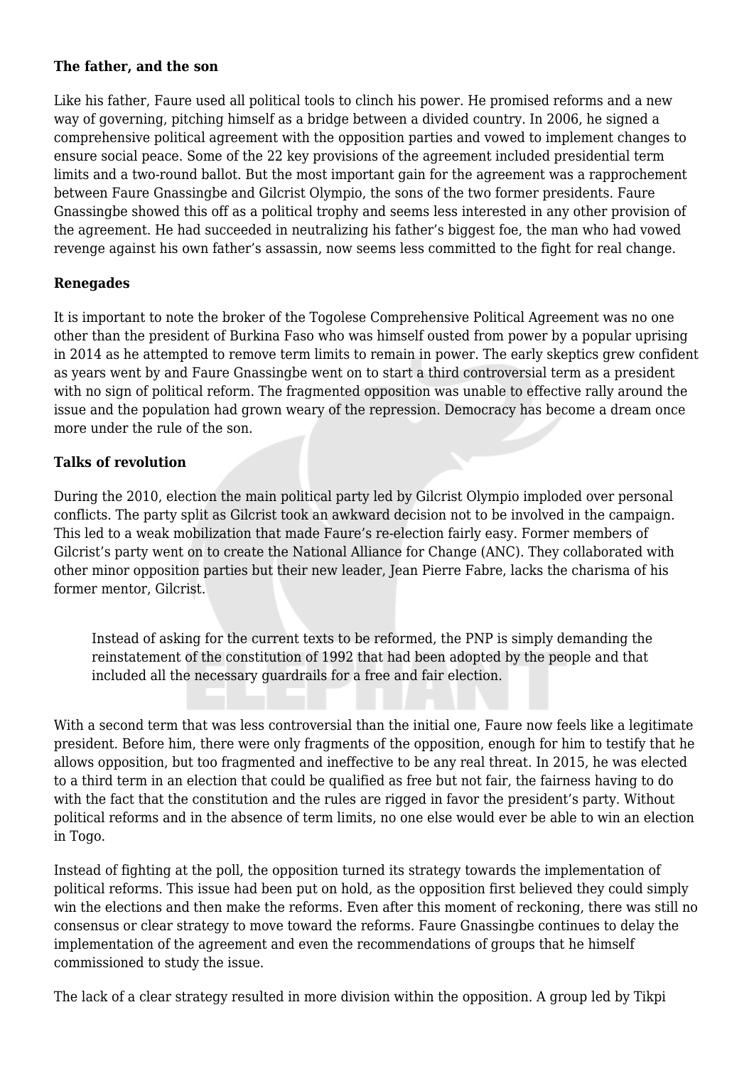**The father, and the son**

Like his father, Faure used all political tools to clinch his power. He promised reforms and a new way of governing, pitching himself as a bridge between a divided country. In 2006, he signed a comprehensive political agreement with the opposition parties and vowed to implement changes to ensure social peace. Some of the 22 key provisions of the agreement included presidential term limits and a two-round ballot. But the most important gain for the agreement was a rapprochement between Faure Gnassingbe and Gilcrist Olympio, the sons of the two former presidents. Faure Gnassingbe showed this off as a political trophy and seems less interested in any other provision of the agreement. He had succeeded in neutralizing his father's biggest foe, the man who had vowed revenge against his own father's assassin, now seems less committed to the fight for real change.

**Renegades**

It is important to note the broker of the Togolese Comprehensive Political Agreement was no one other than the president of Burkina Faso who was himself ousted from power by a popular uprising in 2014 as he attempted to remove term limits to remain in power. The early skeptics grew confident as years went by and Faure Gnassingbe went on to start a third controversial term as a president with no sign of political reform. The fragmented opposition was unable to effective rally around the issue and the population had grown weary of the repression. Democracy has become a dream once more under the rule of the son.

**Talks of revolution**

During the 2010, election the main political party led by Gilcrist Olympio imploded over personal conflicts. The party split as Gilcrist took an awkward decision not to be involved in the campaign. This led to a weak mobilization that made Faure's re-election fairly easy. Former members of Gilcrist's party went on to create the National Alliance for Change (ANC). They collaborated with other minor opposition parties but their new leader, Jean Pierre Fabre, lacks the charisma of his former mentor, Gilcrist.

> Instead of asking for the current texts to be reformed, the PNP is simply demanding the reinstatement of the constitution of 1992 that had been adopted by the people and that included all the necessary guardrails for a free and fair election.

With a second term that was less controversial than the initial one, Faure now feels like a legitimate president. Before him, there were only fragments of the opposition, enough for him to testify that he allows opposition, but too fragmented and ineffective to be any real threat. In 2015, he was elected to a third term in an election that could be qualified as free but not fair, the fairness having to do with the fact that the constitution and the rules are rigged in favor the president's party. Without political reforms and in the absence of term limits, no one else would ever be able to win an election in Togo.

Instead of fighting at the poll, the opposition turned its strategy towards the implementation of political reforms. This issue had been put on hold, as the opposition first believed they could simply win the elections and then make the reforms. Even after this moment of reckoning, there was still no consensus or clear strategy to move toward the reforms. Faure Gnassingbe continues to delay the implementation of the agreement and even the recommendations of groups that he himself commissioned to study the issue.

The lack of a clear strategy resulted in more division within the opposition. A group led by Tikpi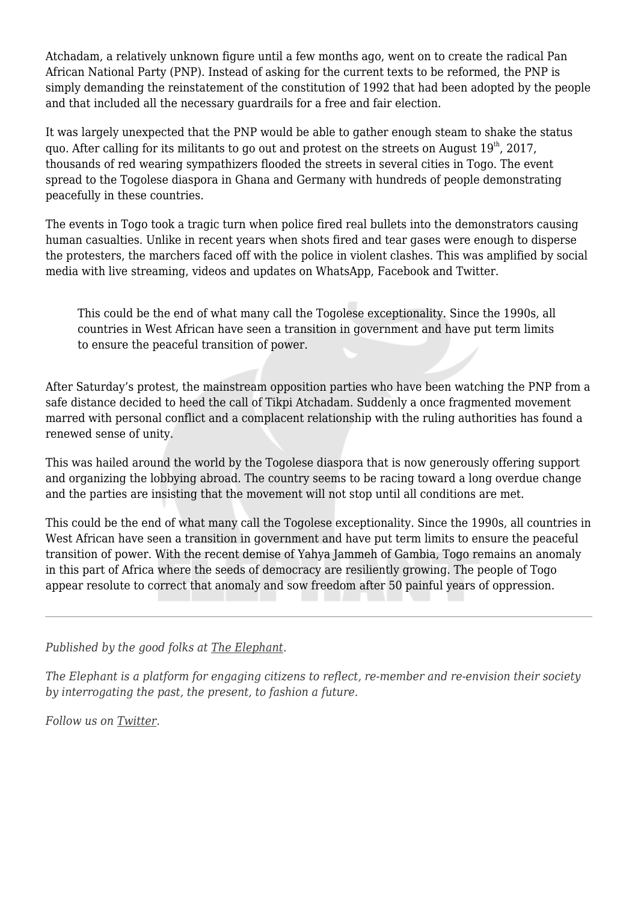Atchadam, a relatively unknown figure until a few months ago, went on to create the radical Pan African National Party (PNP). Instead of asking for the current texts to be reformed, the PNP is simply demanding the reinstatement of the constitution of 1992 that had been adopted by the people and that included all the necessary guardrails for a free and fair election.

It was largely unexpected that the PNP would be able to gather enough steam to shake the status quo. After calling for its militants to go out and protest on the streets on August 19th, 2017, thousands of red wearing sympathizers flooded the streets in several cities in Togo. The event spread to the Togolese diaspora in Ghana and Germany with hundreds of people demonstrating peacefully in these countries.

The events in Togo took a tragic turn when police fired real bullets into the demonstrators causing human casualties. Unlike in recent years when shots fired and tear gases were enough to disperse the protesters, the marchers faced off with the police in violent clashes. This was amplified by social media with live streaming, videos and updates on WhatsApp, Facebook and Twitter.

> This could be the end of what many call the Togolese exceptionality. Since the 1990s, all countries in West African have seen a transition in government and have put term limits to ensure the peaceful transition of power.

After Saturday's protest, the mainstream opposition parties who have been watching the PNP from a safe distance decided to heed the call of Tikpi Atchadam. Suddenly a once fragmented movement marred with personal conflict and a complacent relationship with the ruling authorities has found a renewed sense of unity.

This was hailed around the world by the Togolese diaspora that is now generously offering support and organizing the lobbying abroad. The country seems to be racing toward a long overdue change and the parties are insisting that the movement will not stop until all conditions are met.

This could be the end of what many call the Togolese exceptionality. Since the 1990s, all countries in West African have seen a transition in government and have put term limits to ensure the peaceful transition of power. With the recent demise of Yahya Jammeh of Gambia, Togo remains an anomaly in this part of Africa where the seeds of democracy are resiliently growing. The people of Togo appear resolute to correct that anomaly and sow freedom after 50 painful years of oppression.

---

*Published by the good folks at The Elephant.*

*The Elephant is a platform for engaging citizens to reflect, re-member and re-envision their society by interrogating the past, the present, to fashion a future.*

*Follow us on Twitter.*